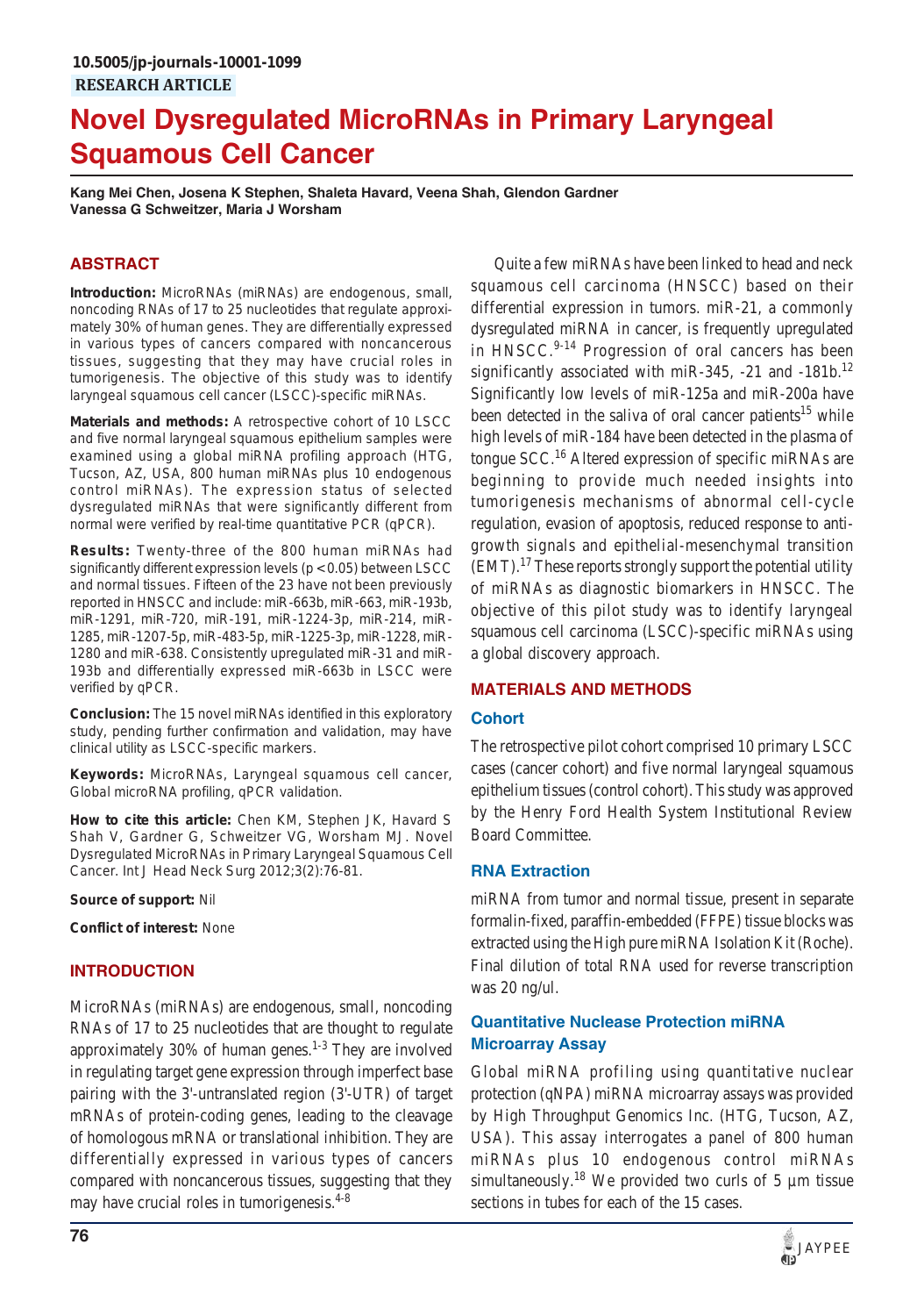10.5005/jp-journals-10001-1099

**RESEARCH ARTICLE**

# Novel Dysregulated MicroRNAs in Primary Laryngeal Squamous Cell Cancer

**Kang Mei Chen, Josena K Stephen, Shaleta Havard, Veena Shah, Glendon Gardner Vanessa G Schweitzer, Maria J Worsham**

## ABSTRACT

**Introduction:** MicroRNAs (miRNAs) are endogenous, small, noncoding RNAs of 17 to 25 nucleotides that regulate approximately 30% of human genes. They are differentially expressed in various types of cancers compared with noncancerous tissues, suggesting that they may have crucial roles in tumorigenesis. The objective of this study was to identify laryngeal squamous cell cancer (LSCC)-specific miRNAs.

**Materials and methods:** A retrospective cohort of 10 LSCC and five normal laryngeal squamous epithelium samples were examined using a global miRNA profiling approach (HTG, Tucson, AZ, USA, 800 human miRNAs plus 10 endogenous control miRNAs). The expression status of selected dysregulated miRNAs that were significantly different from normal were verified by real-time quantitative PCR (qPCR).

**Results:** Twenty-three of the 800 human miRNAs had significantly different expression levels ($p < 0.05$) between LSCC and normal tissues. Fifteen of the 23 have not been previously reported in HNSCC and include: miR-663b, miR-663, miR-193b, miR-1291, miR-720, miR-191, miR-1224-3p, miR-214, miR-1285, miR-1207-5p, miR-483-5p, miR-1225-3p, miR-1228, miR-1280 and miR-638. Consistently upregulated miR-31 and miR-193b and differentially expressed miR-663b in LSCC were verified by qPCR.

**Conclusion:** The 15 novel miRNAs identified in this exploratory study, pending further confirmation and validation, may have clinical utility as LSCC-specific markers.

**Keywords:** MicroRNAs, Laryngeal squamous cell cancer, Global microRNA profiling, qPCR validation.

**How to cite this article:** Chen KM, Stephen JK, Havard S Shah V, Gardner G, Schweitzer VG, Worsham MJ. Novel Dysregulated MicroRNAs in Primary Laryngeal Squamous Cell Cancer. Int J Head Neck Surg 2012;3(2):76-81.

**Source of support:** Nil

**Conflict of interest:** None

## INTRODUCTION

MicroRNAs (miRNAs) are endogenous, small, noncoding RNAs of 17 to 25 nucleotides that are thought to regulate approximately 30% of human genes.[1-3] They are involved in regulating target gene expression through imperfect base pairing with the 3'-untranslated region (3'-UTR) of target mRNAs of protein-coding genes, leading to the cleavage of homologous mRNA or translational inhibition. They are differentially expressed in various types of cancers compared with noncancerous tissues, suggesting that they may have crucial roles in tumorigenesis.[4-8]

Quite a few miRNAs have been linked to head and neck squamous cell carcinoma (HNSCC) based on their differential expression in tumors. miR-21, a commonly dysregulated miRNA in cancer, is frequently upregulated in HNSCC.[9-14] Progression of oral cancers has been significantly associated with miR-345, -21 and -181b.[12] Significantly low levels of miR-125a and miR-200a have been detected in the saliva of oral cancer patients[15] while high levels of miR-184 have been detected in the plasma of tongue SCC.[16] Altered expression of specific miRNAs are beginning to provide much needed insights into tumorigenesis mechanisms of abnormal cell-cycle regulation, evasion of apoptosis, reduced response to anti-growth signals and epithelial-mesenchymal transition (EMT).[17] These reports strongly support the potential utility of miRNAs as diagnostic biomarkers in HNSCC. The objective of this pilot study was to identify laryngeal squamous cell carcinoma (LSCC)-specific miRNAs using a global discovery approach.

## MATERIALS AND METHODS

### Cohort

The retrospective pilot cohort comprised 10 primary LSCC cases (cancer cohort) and five normal laryngeal squamous epithelium tissues (control cohort). This study was approved by the Henry Ford Health System Institutional Review Board Committee.

### RNA Extraction

miRNA from tumor and normal tissue, present in separate formalin-fixed, paraffin-embedded (FFPE) tissue blocks was extracted using the High pure miRNA Isolation Kit (Roche). Final dilution of total RNA used for reverse transcription was 20 ng/ul.

### Quantitative Nuclease Protection miRNA Microarray Assay

Global miRNA profiling using quantitative nuclear protection (qNPA) miRNA microarray assays was provided by High Throughput Genomics Inc. (HTG, Tucson, AZ, USA). This assay interrogates a panel of 800 human miRNAs plus 10 endogenous control miRNAs simultaneously.[18] We provided two curls of 5 µm tissue sections in tubes for each of the 15 cases.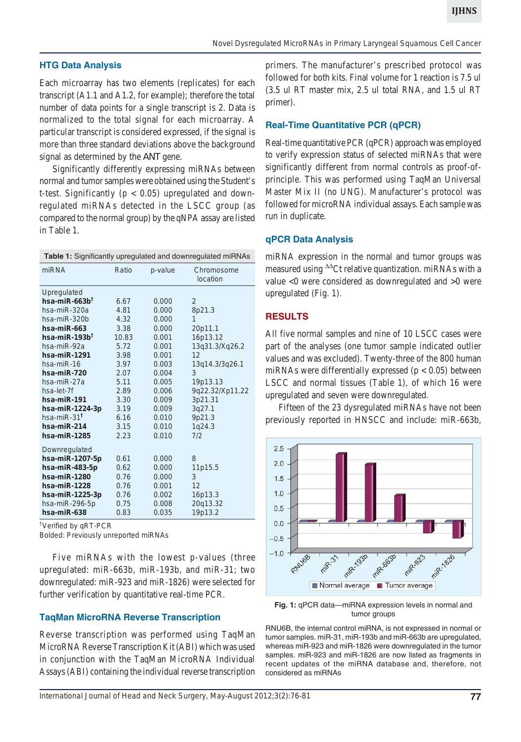### HTG Data Analysis

Each microarray has two elements (replicates) for each transcript (A1.1 and A1.2, for example); therefore the total number of data points for a single transcript is 2. Data is normalized to the total signal for each microarray. A particular transcript is considered expressed, if the signal is more than three standard deviations above the background signal as determined by the ANT gene.

Significantly differently expressing miRNAs between normal and tumor samples were obtained using the Student's t-test. Significantly ($p < 0.05$) upregulated and downregulated miRNAs detected in the LSCC group (as compared to the normal group) by the qNPA assay are listed in Table 1.

**Table 1:** Significantly upregulated and downregulated miRNAs

| miRNA | Ratio | p-value | Chromosome location |
|---|---|---|---|
| Upregulated | | | |
| **hsa-miR-663b**† | 6.67 | 0.000 | 2 |
| hsa-miR-320a | 4.81 | 0.000 | 8p21.3 |
| hsa-miR-320b | 4.32 | 0.000 | 1 |
| **hsa-miR-663** | 3.38 | 0.000 | 20p11.1 |
| **hsa-miR-193b**† | 10.83 | 0.001 | 16p13.12 |
| hsa-miR-92a | 5.72 | 0.001 | 13q31.3/Xq26.2 |
| **hsa-miR-1291** | 3.98 | 0.001 | 12 |
| hsa-miR-16 | 3.97 | 0.003 | 13q14.3/3q26.1 |
| **hsa-miR-720** | 2.07 | 0.004 | 3 |
| hsa-miR-27a | 5.11 | 0.005 | 19p13.13 |
| hsa-let-7f | 2.89 | 0.006 | 9q22.32/Xp11.22 |
| **hsa-miR-191** | 3.30 | 0.009 | 3p21.31 |
| **hsa-miR-1224-3p** | 3.19 | 0.009 | 3q27.1 |
| hsa-miR-31† | 6.16 | 0.010 | 9p21.3 |
| **hsa-miR-214** | 3.15 | 0.010 | 1q24.3 |
| **hsa-miR-1285** | 2.23 | 0.010 | 7/2 |
| Downregulated | | | |
| **hsa-miR-1207-5p** | 0.61 | 0.000 | 8 |
| **hsa-miR-483-5p** | 0.62 | 0.000 | 11p15.5 |
| **hsa-miR-1280** | 0.76 | 0.000 | 3 |
| **hsa-miR-1228** | 0.76 | 0.001 | 12 |
| **hsa-miR-1225-3p** | 0.76 | 0.002 | 16p13.3 |
| hsa-miR-296-5p | 0.75 | 0.008 | 20q13.32 |
| **hsa-miR-638** | 0.83 | 0.035 | 19p13.2 |

†Verified by qRT-PCR
Bolded: Previously unreported miRNAs

Five miRNAs with the lowest p-values (three upregulated: miR-663b, miR-193b, and miR-31; two downregulated: miR-923 and miR-1826) were selected for further verification by quantitative real-time PCR.

### TaqMan MicroRNA Reverse Transcription

Reverse transcription was performed using TaqMan MicroRNA Reverse Transcription Kit (ABI) which was used in conjunction with the TaqMan MicroRNA Individual Assays (ABI) containing the individual reverse transcription primers. The manufacturer's prescribed protocol was followed for both kits. Final volume for 1 reaction is 7.5 ul (3.5 ul RT master mix, 2.5 ul total RNA, and 1.5 ul RT primer).

### Real-Time Quantitative PCR (qPCR)

Real-time quantitative PCR (qPCR) approach was employed to verify expression status of selected miRNAs that were significantly different from normal controls as proof-of-principle. This was performed using TaqMan Universal Master Mix II (no UNG). Manufacturer's protocol was followed for microRNA individual assays. Each sample was run in duplicate.

### qPCR Data Analysis

miRNA expression in the normal and tumor groups was measured using $^{\Delta\Delta}$Ct relative quantization. miRNAs with a value <0 were considered as downregulated and >0 were upregulated (Fig. 1).

## RESULTS

All five normal samples and nine of 10 LSCC cases were part of the analyses (one tumor sample indicated outlier values and was excluded). Twenty-three of the 800 human miRNAs were differentially expressed ($p < 0.05$) between LSCC and normal tissues (Table 1), of which 16 were upregulated and seven were downregulated.

Fifteen of the 23 dysregulated miRNAs have not been previously reported in HNSCC and include: miR-663b,

**Fig. 1:** qPCR data—miRNA expression levels in normal and tumor groups

RNU6B, the internal control miRNA, is not expressed in normal or tumor samples. miR-31, miR-193b and miR-663b are upregulated, whereas miR-923 and miR-1826 were downregulated in the tumor samples. miR-923 and miR-1826 are now listed as fragments in recent updates of the miRNA database and, therefore, not considered as miRNAs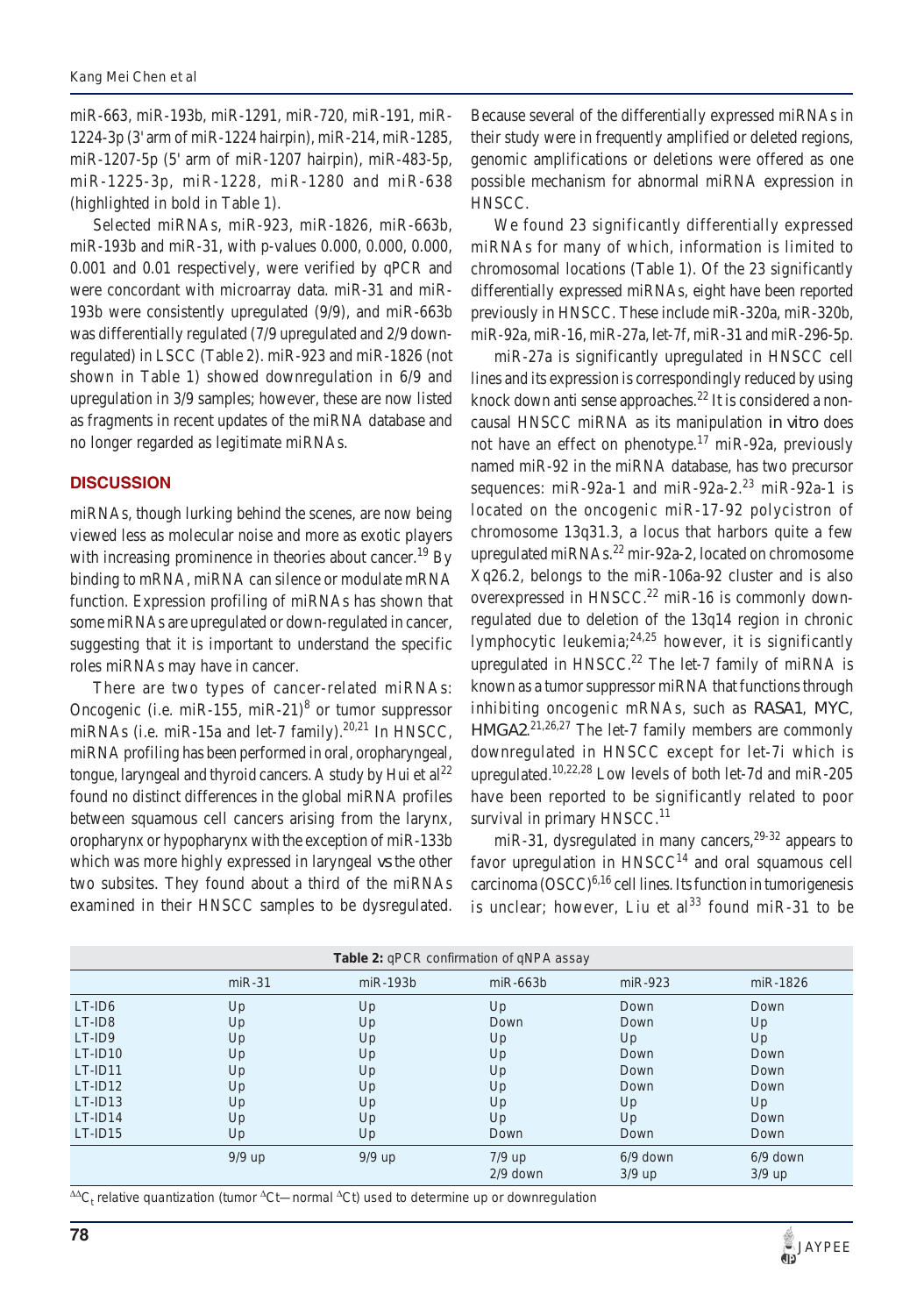miR-663, miR-193b, miR-1291, miR-720, miR-191, miR-1224-3p (3' arm of miR-1224 hairpin), miR-214, miR-1285, miR-1207-5p (5' arm of miR-1207 hairpin), miR-483-5p, miR-1225-3p, miR-1228, miR-1280 and miR-638 (highlighted in bold in Table 1).

Selected miRNAs, miR-923, miR-1826, miR-663b, miR-193b and miR-31, with p-values 0.000, 0.000, 0.000, 0.001 and 0.01 respectively, were verified by qPCR and were concordant with microarray data. miR-31 and miR-193b were consistently upregulated (9/9), and miR-663b was differentially regulated (7/9 upregulated and 2/9 down-regulated) in LSCC (Table 2). miR-923 and miR-1826 (not shown in Table 1) showed downregulation in 6/9 and upregulation in 3/9 samples; however, these are now listed as fragments in recent updates of the miRNA database and no longer regarded as legitimate miRNAs.

## DISCUSSION

miRNAs, though lurking behind the scenes, are now being viewed less as molecular noise and more as exotic players with increasing prominence in theories about cancer.[19] By binding to mRNA, miRNA can silence or modulate mRNA function. Expression profiling of miRNAs has shown that some miRNAs are upregulated or down-regulated in cancer, suggesting that it is important to understand the specific roles miRNAs may have in cancer.

There are two types of cancer-related miRNAs: Oncogenic (i.e. miR-155, miR-21)[8] or tumor suppressor miRNAs (i.e. miR-15a and let-7 family).[20,21] In HNSCC, miRNA profiling has been performed in oral, oropharyngeal, tongue, laryngeal and thyroid cancers. A study by Hui et al[22] found no distinct differences in the global miRNA profiles between squamous cell cancers arising from the larynx, oropharynx or hypopharynx with the exception of miR-133b which was more highly expressed in laryngeal *vs* the other two subsites. They found about a third of the miRNAs examined in their HNSCC samples to be dysregulated. Because several of the differentially expressed miRNAs in their study were in frequently amplified or deleted regions, genomic amplifications or deletions were offered as one possible mechanism for abnormal miRNA expression in HNSCC.

We found 23 significantly differentially expressed miRNAs for many of which, information is limited to chromosomal locations (Table 1). Of the 23 significantly differentially expressed miRNAs, eight have been reported previously in HNSCC. These include miR-320a, miR-320b, miR-92a, miR-16, miR-27a, let-7f, miR-31 and miR-296-5p.

miR-27a is significantly upregulated in HNSCC cell lines and its expression is correspondingly reduced by using knock down anti sense approaches.[22] It is considered a non-causal HNSCC miRNA as its manipulation *in vitro* does not have an effect on phenotype.[17] miR-92a, previously named miR-92 in the miRNA database, has two precursor sequences: miR-92a-1 and miR-92a-2.[23] miR-92a-1 is located on the oncogenic miR-17-92 polycistron of chromosome 13q31.3, a locus that harbors quite a few upregulated miRNAs.[22] mir-92a-2, located on chromosome Xq26.2, belongs to the miR-106a-92 cluster and is also overexpressed in HNSCC.[22] miR-16 is commonly down-regulated due to deletion of the 13q14 region in chronic lymphocytic leukemia;[24,25] however, it is significantly upregulated in HNSCC.[22] The let-7 family of miRNA is known as a tumor suppressor miRNA that functions through inhibiting oncogenic mRNAs, such as *RASA1*, *MYC*, *HMGA2*.[21,26,27] The let-7 family members are commonly downregulated in HNSCC except for let-7i which is upregulated.[10,22,28] Low levels of both let-7d and miR-205 have been reported to be significantly related to poor survival in primary HNSCC.[11]

miR-31, dysregulated in many cancers,[29-32] appears to favor upregulation in HNSCC[14] and oral squamous cell carcinoma (OSCC)[6,16] cell lines. Its function in tumorigenesis is unclear; however, Liu et al[33] found miR-31 to be

**Table 2:** qPCR confirmation of qNPA assay

| | miR-31 | miR-193b | miR-663b | miR-923 | miR-1826 |
|---|---|---|---|---|---|
| LT-ID6 | Up | Up | Up | Down | Down |
| LT-ID8 | Up | Up | Down | Down | Up |
| LT-ID9 | Up | Up | Up | Up | Up |
| LT-ID10 | Up | Up | Up | Down | Down |
| LT-ID11 | Up | Up | Up | Down | Down |
| LT-ID12 | Up | Up | Up | Down | Down |
| LT-ID13 | Up | Up | Up | Up | Up |
| LT-ID14 | Up | Up | Up | Up | Down |
| LT-ID15 | Up | Up | Down | Down | Down |
| | 9/9 up | 9/9 up | 7/9 up<br>2/9 down | 6/9 down<br>3/9 up | 6/9 down<br>3/9 up |

$^{\Delta\Delta}C_t$ relative quantization (tumor $^{\Delta}$Ct—normal $^{\Delta}$Ct) used to determine up or downregulation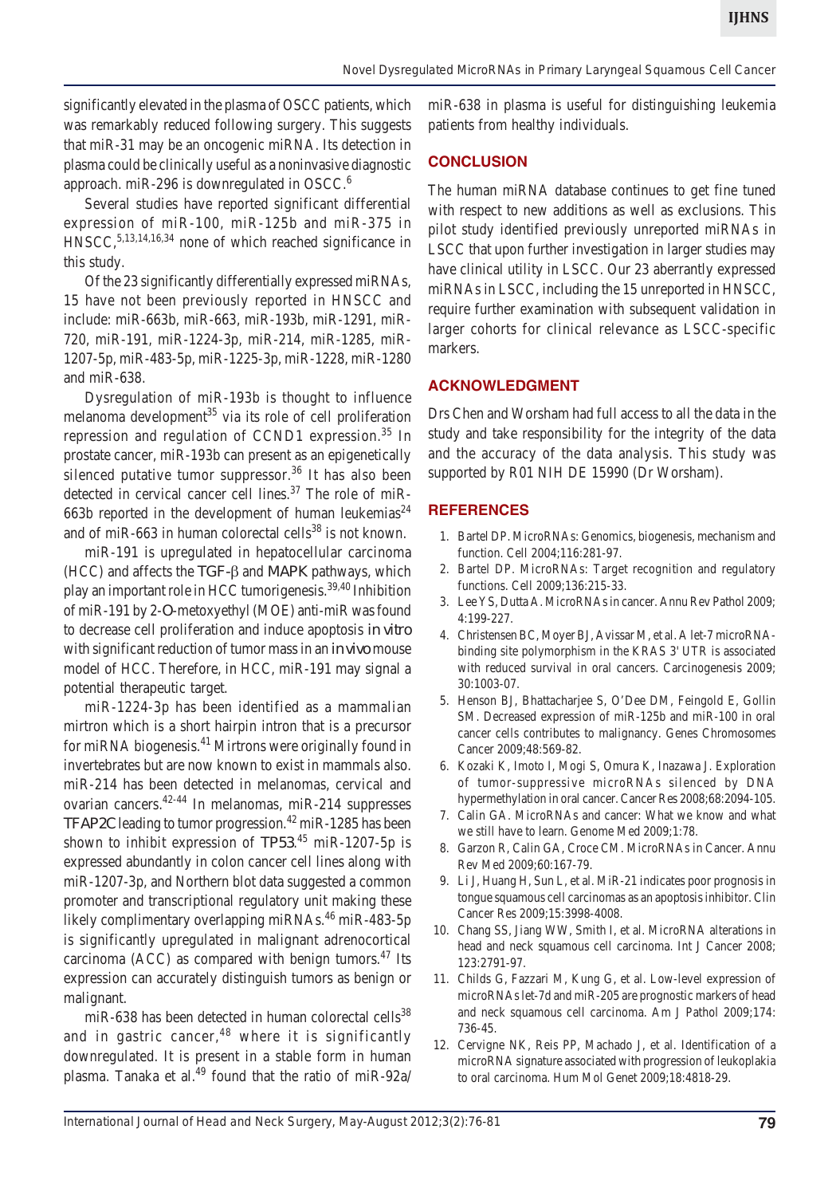significantly elevated in the plasma of OSCC patients, which was remarkably reduced following surgery. This suggests that miR-31 may be an oncogenic miRNA. Its detection in plasma could be clinically useful as a noninvasive diagnostic approach. miR-296 is downregulated in OSCC.[6]

Several studies have reported significant differential expression of miR-100, miR-125b and miR-375 in HNSCC,[5,13,14,16,34] none of which reached significance in this study.

Of the 23 significantly differentially expressed miRNAs, 15 have not been previously reported in HNSCC and include: miR-663b, miR-663, miR-193b, miR-1291, miR-720, miR-191, miR-1224-3p, miR-214, miR-1285, miR-1207-5p, miR-483-5p, miR-1225-3p, miR-1228, miR-1280 and miR-638.

Dysregulation of miR-193b is thought to influence melanoma development[35] via its role of cell proliferation repression and regulation of CCND1 expression.[35] In prostate cancer, miR-193b can present as an epigenetically silenced putative tumor suppressor.[36] It has also been detected in cervical cancer cell lines.[37] The role of miR-663b reported in the development of human leukemias[24] and of miR-663 in human colorectal cells[38] is not known.

miR-191 is upregulated in hepatocellular carcinoma (HCC) and affects the TGF-β and MAPK pathways, which play an important role in HCC tumorigenesis.[39,40] Inhibition of miR-191 by 2-O-metoxyethyl (MOE) anti-miR was found to decrease cell proliferation and induce apoptosis *in vitro* with significant reduction of tumor mass in an *in vivo* mouse model of HCC. Therefore, in HCC, miR-191 may signal a potential therapeutic target.

miR-1224-3p has been identified as a mammalian mirtron which is a short hairpin intron that is a precursor for miRNA biogenesis.[41] Mirtrons were originally found in invertebrates but are now known to exist in mammals also. miR-214 has been detected in melanomas, cervical and ovarian cancers.[42-44] In melanomas, miR-214 suppresses TFAP2C leading to tumor progression.[42] miR-1285 has been shown to inhibit expression of TP53.[45] miR-1207-5p is expressed abundantly in colon cancer cell lines along with miR-1207-3p, and Northern blot data suggested a common promoter and transcriptional regulatory unit making these likely complimentary overlapping miRNAs.[46] miR-483-5p is significantly upregulated in malignant adrenocortical carcinoma (ACC) as compared with benign tumors.[47] Its expression can accurately distinguish tumors as benign or malignant.

miR-638 has been detected in human colorectal cells[38] and in gastric cancer,[48] where it is significantly downregulated. It is present in a stable form in human plasma. Tanaka et al.[49] found that the ratio of miR-92a/miR-638 in plasma is useful for distinguishing leukemia patients from healthy individuals.

## CONCLUSION

The human miRNA database continues to get fine tuned with respect to new additions as well as exclusions. This pilot study identified previously unreported miRNAs in LSCC that upon further investigation in larger studies may have clinical utility in LSCC. Our 23 aberrantly expressed miRNAs in LSCC, including the 15 unreported in HNSCC, require further examination with subsequent validation in larger cohorts for clinical relevance as LSCC-specific markers.

## ACKNOWLEDGMENT

Drs Chen and Worsham had full access to all the data in the study and take responsibility for the integrity of the data and the accuracy of the data analysis. This study was supported by R01 NIH DE 15990 (Dr Worsham).

## REFERENCES

1. Bartel DP. MicroRNAs: Genomics, biogenesis, mechanism and function. Cell 2004;116:281-97.
2. Bartel DP. MicroRNAs: Target recognition and regulatory functions. Cell 2009;136:215-33.
3. Lee YS, Dutta A. MicroRNAs in cancer. Annu Rev Pathol 2009; 4:199-227.
4. Christensen BC, Moyer BJ, Avissar M, et al. A let-7 microRNA-binding site polymorphism in the KRAS 3' UTR is associated with reduced survival in oral cancers. Carcinogenesis 2009; 30:1003-07.
5. Henson BJ, Bhattacharjee S, O'Dee DM, Feingold E, Gollin SM. Decreased expression of miR-125b and miR-100 in oral cancer cells contributes to malignancy. Genes Chromosomes Cancer 2009;48:569-82.
6. Kozaki K, Imoto I, Mogi S, Omura K, Inazawa J. Exploration of tumor-suppressive microRNAs silenced by DNA hypermethylation in oral cancer. Cancer Res 2008;68:2094-105.
7. Calin GA. MicroRNAs and cancer: What we know and what we still have to learn. Genome Med 2009;1:78.
8. Garzon R, Calin GA, Croce CM. MicroRNAs in Cancer. Annu Rev Med 2009;60:167-79.
9. Li J, Huang H, Sun L, et al. MiR-21 indicates poor prognosis in tongue squamous cell carcinomas as an apoptosis inhibitor. Clin Cancer Res 2009;15:3998-4008.
10. Chang SS, Jiang WW, Smith I, et al. MicroRNA alterations in head and neck squamous cell carcinoma. Int J Cancer 2008; 123:2791-97.
11. Childs G, Fazzari M, Kung G, et al. Low-level expression of microRNAs let-7d and miR-205 are prognostic markers of head and neck squamous cell carcinoma. Am J Pathol 2009;174: 736-45.
12. Cervigne NK, Reis PP, Machado J, et al. Identification of a microRNA signature associated with progression of leukoplakia to oral carcinoma. Hum Mol Genet 2009;18:4818-29.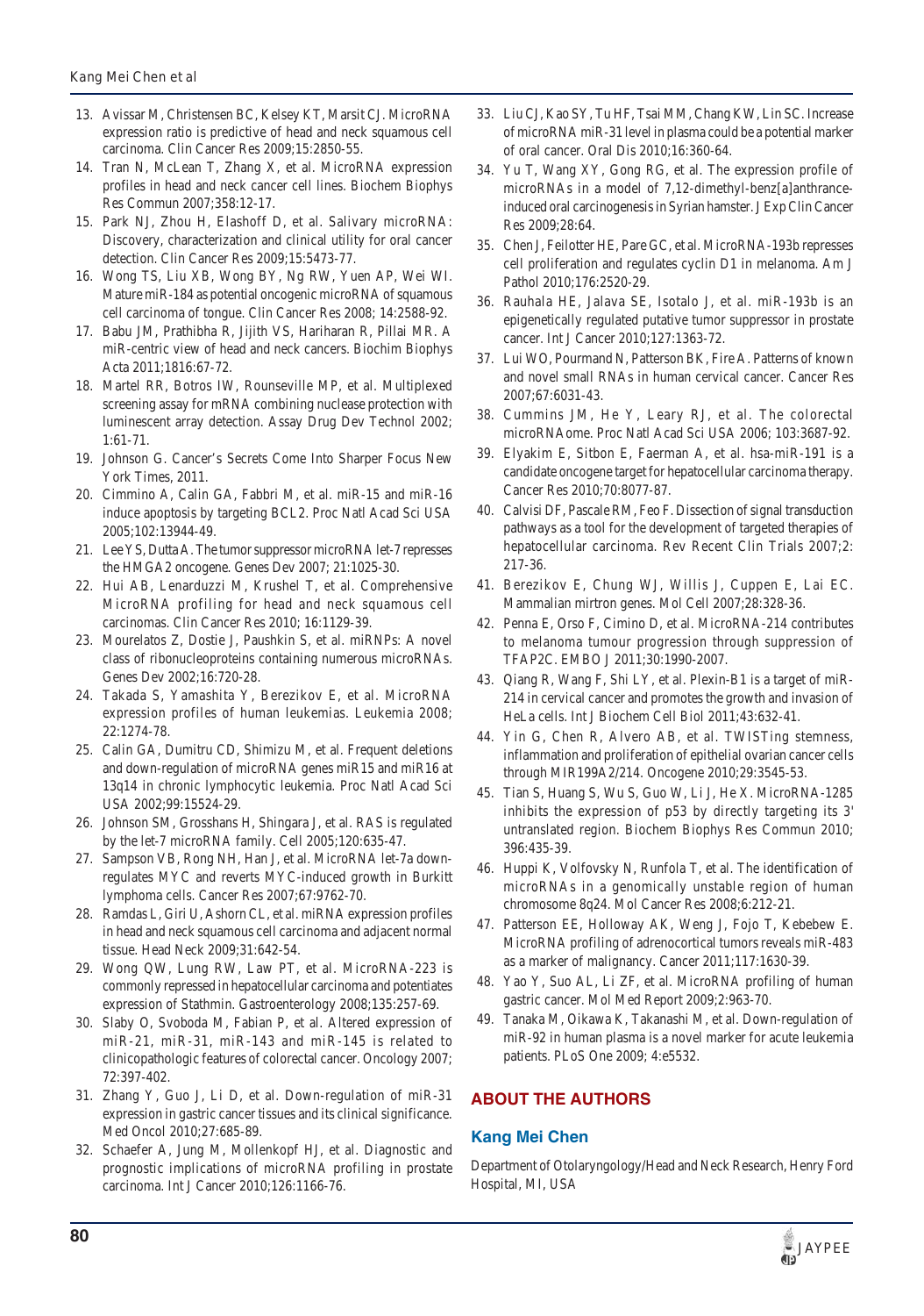13. Avissar M, Christensen BC, Kelsey KT, Marsit CJ. MicroRNA expression ratio is predictive of head and neck squamous cell carcinoma. Clin Cancer Res 2009;15:2850-55.
14. Tran N, McLean T, Zhang X, et al. MicroRNA expression profiles in head and neck cancer cell lines. Biochem Biophys Res Commun 2007;358:12-17.
15. Park NJ, Zhou H, Elashoff D, et al. Salivary microRNA: Discovery, characterization and clinical utility for oral cancer detection. Clin Cancer Res 2009;15:5473-77.
16. Wong TS, Liu XB, Wong BY, Ng RW, Yuen AP, Wei WI. Mature miR-184 as potential oncogenic microRNA of squamous cell carcinoma of tongue. Clin Cancer Res 2008; 14:2588-92.
17. Babu JM, Prathibha R, Jijith VS, Hariharan R, Pillai MR. A miR-centric view of head and neck cancers. Biochim Biophys Acta 2011;1816:67-72.
18. Martel RR, Botros IW, Rounseville MP, et al. Multiplexed screening assay for mRNA combining nuclease protection with luminescent array detection. Assay Drug Dev Technol 2002; 1:61-71.
19. Johnson G. Cancer's Secrets Come Into Sharper Focus New York Times, 2011.
20. Cimmino A, Calin GA, Fabbri M, et al. miR-15 and miR-16 induce apoptosis by targeting BCL2. Proc Natl Acad Sci USA 2005;102:13944-49.
21. Lee YS, Dutta A. The tumor suppressor microRNA let-7 represses the HMGA2 oncogene. Genes Dev 2007; 21:1025-30.
22. Hui AB, Lenarduzzi M, Krushel T, et al. Comprehensive MicroRNA profiling for head and neck squamous cell carcinomas. Clin Cancer Res 2010; 16:1129-39.
23. Mourelatos Z, Dostie J, Paushkin S, et al. miRNPs: A novel class of ribonucleoproteins containing numerous microRNAs. Genes Dev 2002;16:720-28.
24. Takada S, Yamashita Y, Berezikov E, et al. MicroRNA expression profiles of human leukemias. Leukemia 2008; 22:1274-78.
25. Calin GA, Dumitru CD, Shimizu M, et al. Frequent deletions and down-regulation of microRNA genes miR15 and miR16 at 13q14 in chronic lymphocytic leukemia. Proc Natl Acad Sci USA 2002;99:15524-29.
26. Johnson SM, Grosshans H, Shingara J, et al. RAS is regulated by the let-7 microRNA family. Cell 2005;120:635-47.
27. Sampson VB, Rong NH, Han J, et al. MicroRNA let-7a down-regulates MYC and reverts MYC-induced growth in Burkitt lymphoma cells. Cancer Res 2007;67:9762-70.
28. Ramdas L, Giri U, Ashorn CL, et al. miRNA expression profiles in head and neck squamous cell carcinoma and adjacent normal tissue. Head Neck 2009;31:642-54.
29. Wong QW, Lung RW, Law PT, et al. MicroRNA-223 is commonly repressed in hepatocellular carcinoma and potentiates expression of Stathmin. Gastroenterology 2008;135:257-69.
30. Slaby O, Svoboda M, Fabian P, et al. Altered expression of miR-21, miR-31, miR-143 and miR-145 is related to clinicopathologic features of colorectal cancer. Oncology 2007; 72:397-402.
31. Zhang Y, Guo J, Li D, et al. Down-regulation of miR-31 expression in gastric cancer tissues and its clinical significance. Med Oncol 2010;27:685-89.
32. Schaefer A, Jung M, Mollenkopf HJ, et al. Diagnostic and prognostic implications of microRNA profiling in prostate carcinoma. Int J Cancer 2010;126:1166-76.
33. Liu CJ, Kao SY, Tu HF, Tsai MM, Chang KW, Lin SC. Increase of microRNA miR-31 level in plasma could be a potential marker of oral cancer. Oral Dis 2010;16:360-64.
34. Yu T, Wang XY, Gong RG, et al. The expression profile of microRNAs in a model of 7,12-dimethyl-benz[a]anthrance-induced oral carcinogenesis in Syrian hamster. J Exp Clin Cancer Res 2009;28:64.
35. Chen J, Feilotter HE, Pare GC, et al. MicroRNA-193b represses cell proliferation and regulates cyclin D1 in melanoma. Am J Pathol 2010;176:2520-29.
36. Rauhala HE, Jalava SE, Isotalo J, et al. miR-193b is an epigenetically regulated putative tumor suppressor in prostate cancer. Int J Cancer 2010;127:1363-72.
37. Lui WO, Pourmand N, Patterson BK, Fire A. Patterns of known and novel small RNAs in human cervical cancer. Cancer Res 2007;67:6031-43.
38. Cummins JM, He Y, Leary RJ, et al. The colorectal microRNAome. Proc Natl Acad Sci USA 2006; 103:3687-92.
39. Elyakim E, Sitbon E, Faerman A, et al. hsa-miR-191 is a candidate oncogene target for hepatocellular carcinoma therapy. Cancer Res 2010;70:8077-87.
40. Calvisi DF, Pascale RM, Feo F. Dissection of signal transduction pathways as a tool for the development of targeted therapies of hepatocellular carcinoma. Rev Recent Clin Trials 2007;2: 217-36.
41. Berezikov E, Chung WJ, Willis J, Cuppen E, Lai EC. Mammalian mirtron genes. Mol Cell 2007;28:328-36.
42. Penna E, Orso F, Cimino D, et al. MicroRNA-214 contributes to melanoma tumour progression through suppression of TFAP2C. EMBO J 2011;30:1990-2007.
43. Qiang R, Wang F, Shi LY, et al. Plexin-B1 is a target of miR-214 in cervical cancer and promotes the growth and invasion of HeLa cells. Int J Biochem Cell Biol 2011;43:632-41.
44. Yin G, Chen R, Alvero AB, et al. TWISTing stemness, inflammation and proliferation of epithelial ovarian cancer cells through MIR199A2/214. Oncogene 2010;29:3545-53.
45. Tian S, Huang S, Wu S, Guo W, Li J, He X. MicroRNA-1285 inhibits the expression of p53 by directly targeting its 3' untranslated region. Biochem Biophys Res Commun 2010; 396:435-39.
46. Huppi K, Volfovsky N, Runfola T, et al. The identification of microRNAs in a genomically unstable region of human chromosome 8q24. Mol Cancer Res 2008;6:212-21.
47. Patterson EE, Holloway AK, Weng J, Fojo T, Kebebew E. MicroRNA profiling of adrenocortical tumors reveals miR-483 as a marker of malignancy. Cancer 2011;117:1630-39.
48. Yao Y, Suo AL, Li ZF, et al. MicroRNA profiling of human gastric cancer. Mol Med Report 2009;2:963-70.
49. Tanaka M, Oikawa K, Takanashi M, et al. Down-regulation of miR-92 in human plasma is a novel marker for acute leukemia patients. PLoS One 2009; 4:e5532.

## ABOUT THE AUTHORS

### Kang Mei Chen

Department of Otolaryngology/Head and Neck Research, Henry Ford Hospital, MI, USA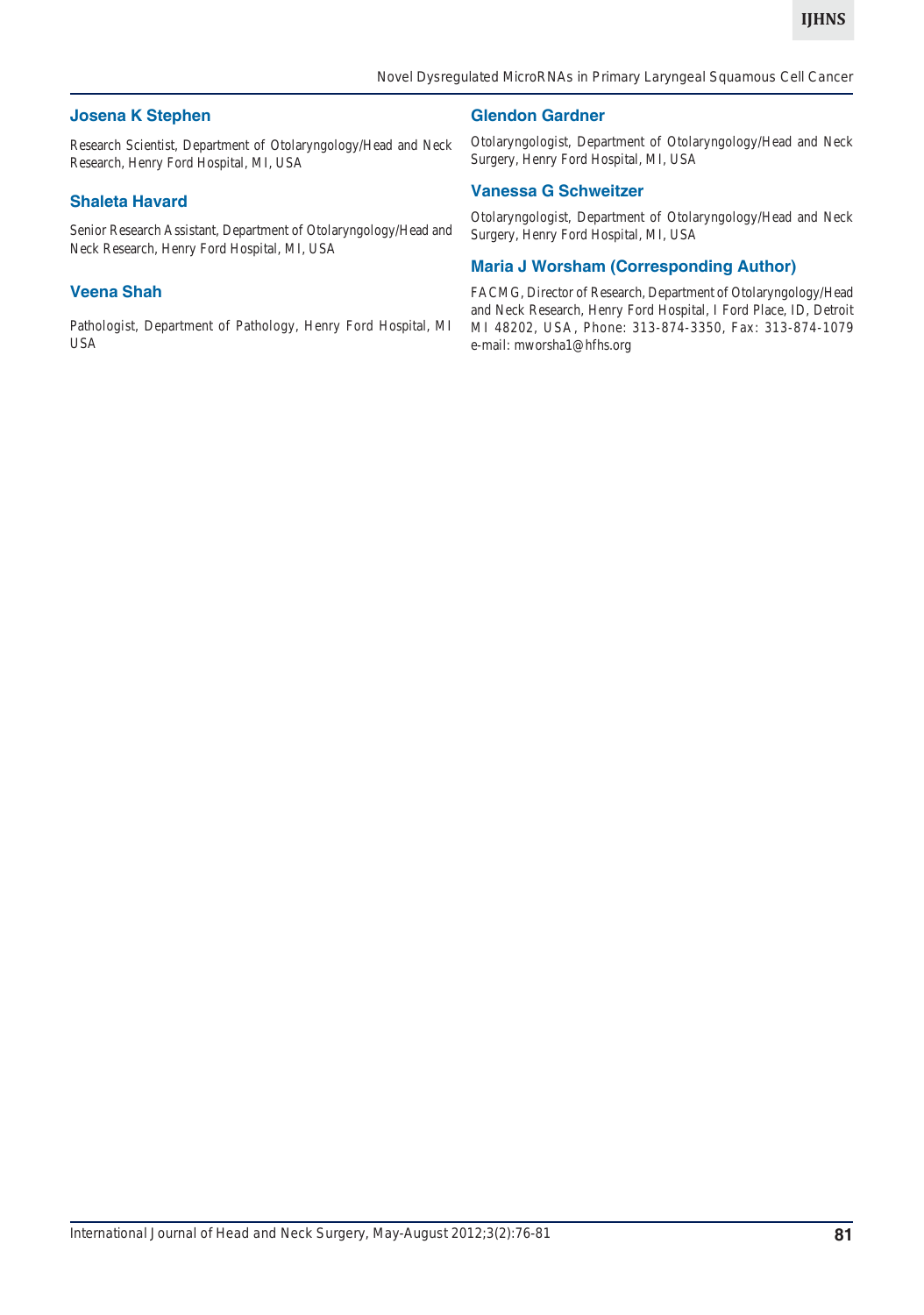## Josena K Stephen

Research Scientist, Department of Otolaryngology/Head and Neck Research, Henry Ford Hospital, MI, USA

## Shaleta Havard

Senior Research Assistant, Department of Otolaryngology/Head and Neck Research, Henry Ford Hospital, MI, USA

## Veena Shah

Pathologist, Department of Pathology, Henry Ford Hospital, MI USA

## Glendon Gardner

Otolaryngologist, Department of Otolaryngology/Head and Neck Surgery, Henry Ford Hospital, MI, USA

## Vanessa G Schweitzer

Otolaryngologist, Department of Otolaryngology/Head and Neck Surgery, Henry Ford Hospital, MI, USA

## Maria J Worsham (Corresponding Author)

FACMG, Director of Research, Department of Otolaryngology/Head and Neck Research, Henry Ford Hospital, I Ford Place, ID, Detroit MI 48202, USA, Phone: 313-874-3350, Fax: 313-874-1079 e-mail: mworsha1@hfhs.org